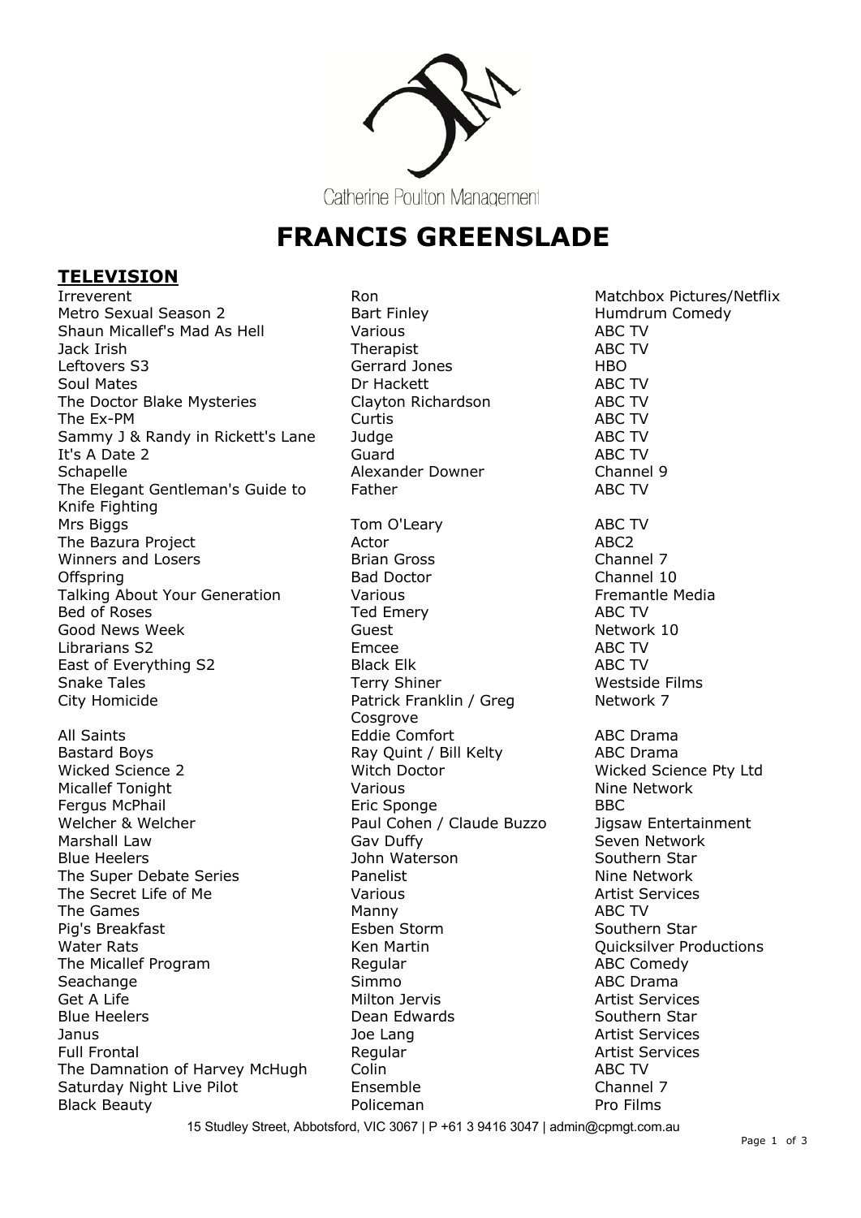Catherine Poulton Management

# FRANCIS GREENSLADE

## TELEVISION

| | | |
|---|---|---|
| Irreverent | Ron | Matchbox Pictures/Netflix |
| Metro Sexual Season 2 | Bart Finley | Humdrum Comedy |
| Shaun Micallef's Mad As Hell | Various | ABC TV |
| Jack Irish | Therapist | ABC TV |
| Leftovers S3 | Gerrard Jones | HBO |
| Soul Mates | Dr Hackett | ABC TV |
| The Doctor Blake Mysteries | Clayton Richardson | ABC TV |
| The Ex-PM | Curtis | ABC TV |
| Sammy J & Randy in Rickett's Lane | Judge | ABC TV |
| It's A Date 2 | Guard | ABC TV |
| Schapelle | Alexander Downer | Channel 9 |
| The Elegant Gentleman's Guide to Knife Fighting | Father | ABC TV |
| Mrs Biggs | Tom O'Leary | ABC TV |
| The Bazura Project | Actor | ABC2 |
| Winners and Losers | Brian Gross | Channel 7 |
| Offspring | Bad Doctor | Channel 10 |
| Talking About Your Generation | Various | Fremantle Media |
| Bed of Roses | Ted Emery | ABC TV |
| Good News Week | Guest | Network 10 |
| Librarians S2 | Emcee | ABC TV |
| East of Everything S2 | Black Elk | ABC TV |
| Snake Tales | Terry Shiner | Westside Films |
| City Homicide | Patrick Franklin / Greg Cosgrove | Network 7 |
| All Saints | Eddie Comfort | ABC Drama |
| Bastard Boys | Ray Quint / Bill Kelty | ABC Drama |
| Wicked Science 2 | Witch Doctor | Wicked Science Pty Ltd |
| Micallef Tonight | Various | Nine Network |
| Fergus McPhail | Eric Sponge | BBC |
| Welcher & Welcher | Paul Cohen / Claude Buzzo | Jigsaw Entertainment |
| Marshall Law | Gav Duffy | Seven Network |
| Blue Heelers | John Waterson | Southern Star |
| The Super Debate Series | Panelist | Nine Network |
| The Secret Life of Me | Various | Artist Services |
| The Games | Manny | ABC TV |
| Pig's Breakfast | Esben Storm | Southern Star |
| Water Rats | Ken Martin | Quicksilver Productions |
| The Micallef Program | Regular | ABC Comedy |
| Seachange | Simmo | ABC Drama |
| Get A Life | Milton Jervis | Artist Services |
| Blue Heelers | Dean Edwards | Southern Star |
| Janus | Joe Lang | Artist Services |
| Full Frontal | Regular | Artist Services |
| The Damnation of Harvey McHugh | Colin | ABC TV |
| Saturday Night Live Pilot | Ensemble | Channel 7 |
| Black Beauty | Policeman | Pro Films |

15 Studley Street, Abbotsford, VIC 3067 | P +61 3 9416 3047 | admin@cpmgt.com.au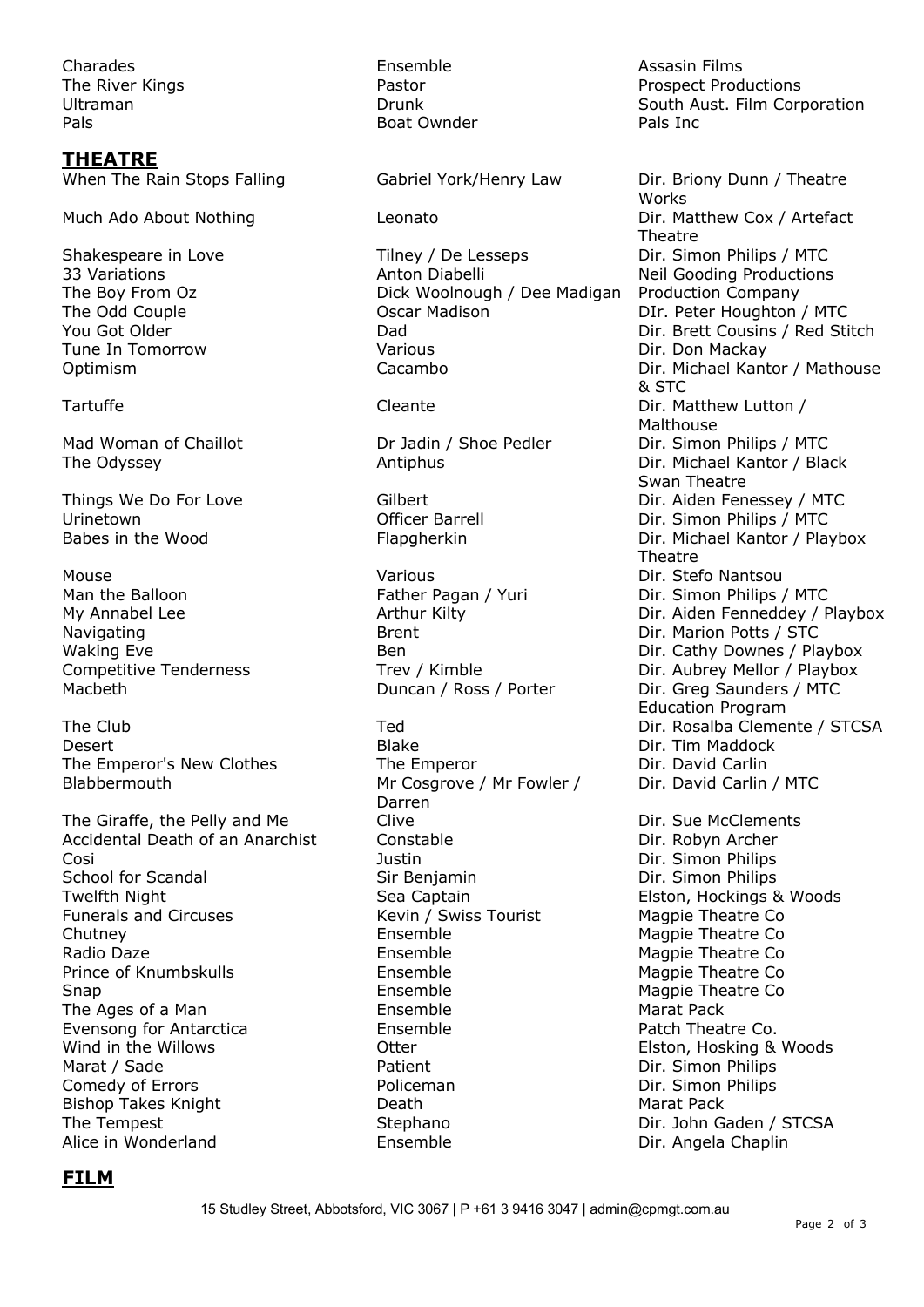| | | |
|---|---|---|
| Charades | Ensemble | Assasin Films |
| The River Kings | Pastor | Prospect Productions |
| Ultraman | Drunk | South Aust. Film Corporation |
| Pals | Boat Ownder | Pals Inc |

## THEATRE

| | | |
|---|---|---|
| When The Rain Stops Falling | Gabriel York/Henry Law | Dir. Briony Dunn / Theatre Works |
| Much Ado About Nothing | Leonato | Dir. Matthew Cox / Artefact Theatre |
| Shakespeare in Love | Tilney / De Lesseps | Dir. Simon Philips / MTC |
| 33 Variations | Anton Diabelli | Neil Gooding Productions |
| The Boy From Oz | Dick Woolnough / Dee Madigan | Production Company |
| The Odd Couple | Oscar Madison | DIr. Peter Houghton / MTC |
| You Got Older | Dad | Dir. Brett Cousins / Red Stitch |
| Tune In Tomorrow | Various | Dir. Don Mackay |
| Optimism | Cacambo | Dir. Michael Kantor / Mathouse & STC |
| Tartuffe | Cleante | Dir. Matthew Lutton / Malthouse |
| Mad Woman of Chaillot | Dr Jadin / Shoe Pedler | Dir. Simon Philips / MTC |
| The Odyssey | Antiphus | Dir. Michael Kantor / Black Swan Theatre |
| Things We Do For Love | Gilbert | Dir. Aiden Fenessey / MTC |
| Urinetown | Officer Barrell | Dir. Simon Philips / MTC |
| Babes in the Wood | Flapgherkin | Dir. Michael Kantor / Playbox Theatre |
| Mouse | Various | Dir. Stefo Nantsou |
| Man the Balloon | Father Pagan / Yuri | Dir. Simon Philips / MTC |
| My Annabel Lee | Arthur Kilty | Dir. Aiden Fenneddey / Playbox |
| Navigating | Brent | Dir. Marion Potts / STC |
| Waking Eve | Ben | Dir. Cathy Downes / Playbox |
| Competitive Tenderness | Trev / Kimble | Dir. Aubrey Mellor / Playbox |
| Macbeth | Duncan / Ross / Porter | Dir. Greg Saunders / MTC Education Program |
| The Club | Ted | Dir. Rosalba Clemente / STCSA |
| Desert | Blake | Dir. Tim Maddock |
| The Emperor's New Clothes | The Emperor | Dir. David Carlin |
| Blabbermouth | Mr Cosgrove / Mr Fowler / Darren | Dir. David Carlin / MTC |
| The Giraffe, the Pelly and Me | Clive | Dir. Sue McClements |
| Accidental Death of an Anarchist | Constable | Dir. Robyn Archer |
| Cosi | Justin | Dir. Simon Philips |
| School for Scandal | Sir Benjamin | Dir. Simon Philips |
| Twelfth Night | Sea Captain | Elston, Hockings & Woods |
| Funerals and Circuses | Kevin / Swiss Tourist | Magpie Theatre Co |
| Chutney | Ensemble | Magpie Theatre Co |
| Radio Daze | Ensemble | Magpie Theatre Co |
| Prince of Knumbskulls | Ensemble | Magpie Theatre Co |
| Snap | Ensemble | Magpie Theatre Co |
| The Ages of a Man | Ensemble | Marat Pack |
| Evensong for Antarctica | Ensemble | Patch Theatre Co. |
| Wind in the Willows | Otter | Elston, Hosking & Woods |
| Marat / Sade | Patient | Dir. Simon Philips |
| Comedy of Errors | Policeman | Dir. Simon Philips |
| Bishop Takes Knight | Death | Marat Pack |
| The Tempest | Stephano | Dir. John Gaden / STCSA |
| Alice in Wonderland | Ensemble | Dir. Angela Chaplin |

## FILM

15 Studley Street, Abbotsford, VIC 3067 | P +61 3 9416 3047 | admin@cpmgt.com.au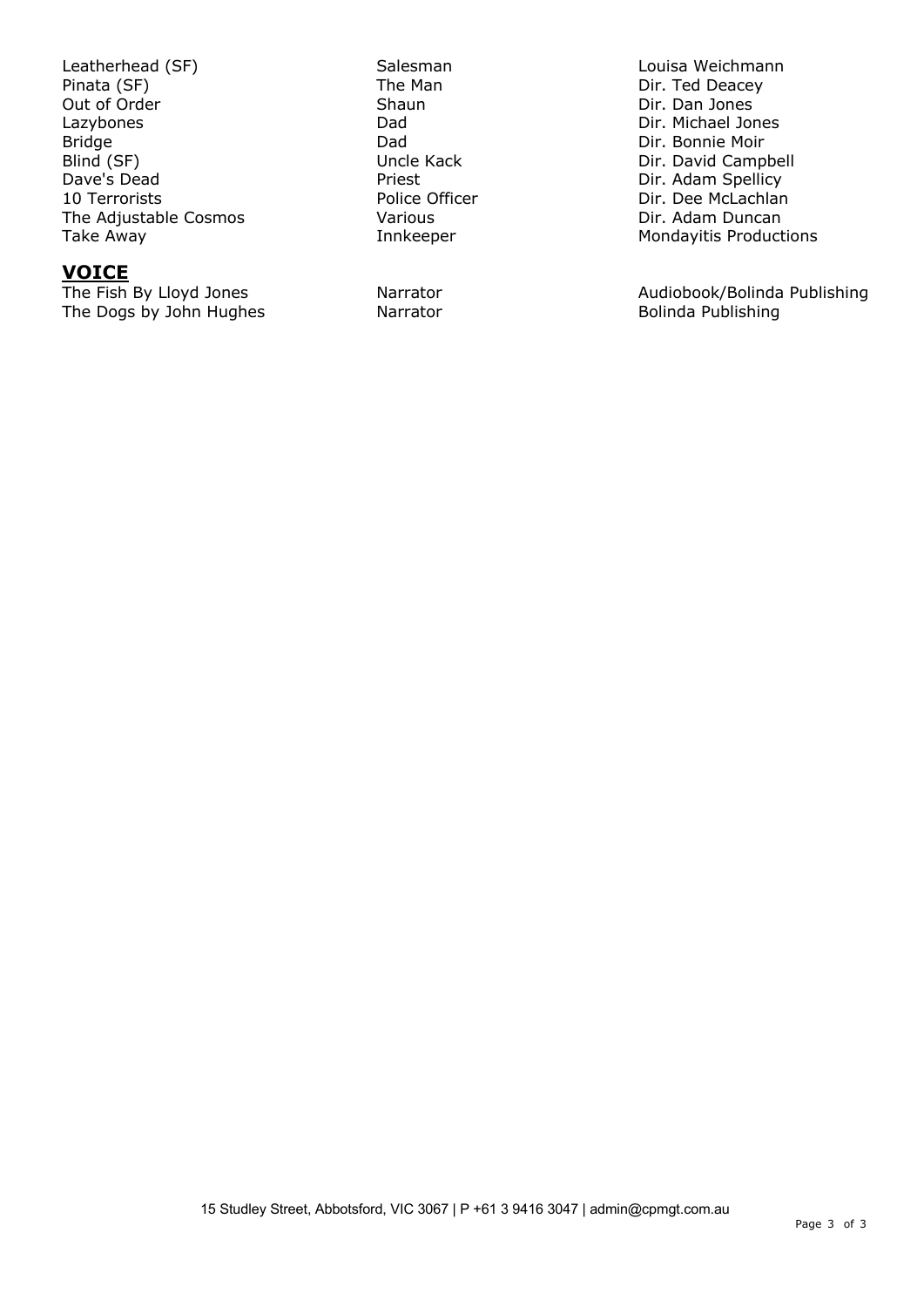| | | |
|---|---|---|
| Leatherhead (SF) | Salesman | Louisa Weichmann |
| Pinata (SF) | The Man | Dir. Ted Deacey |
| Out of Order | Shaun | Dir. Dan Jones |
| Lazybones | Dad | Dir. Michael Jones |
| Bridge | Dad | Dir. Bonnie Moir |
| Blind (SF) | Uncle Kack | Dir. David Campbell |
| Dave's Dead | Priest | Dir. Adam Spellicy |
| 10 Terrorists | Police Officer | Dir. Dee McLachlan |
| The Adjustable Cosmos | Various | Dir. Adam Duncan |
| Take Away | Innkeeper | Mondayitis Productions |

## VOICE

| | | |
|---|---|---|
| The Fish By Lloyd Jones | Narrator | Audiobook/Bolinda Publishing |
| The Dogs by John Hughes | Narrator | Bolinda Publishing |

15 Studley Street, Abbotsford, VIC 3067 | P +61 3 9416 3047 | admin@cpmgt.com.au